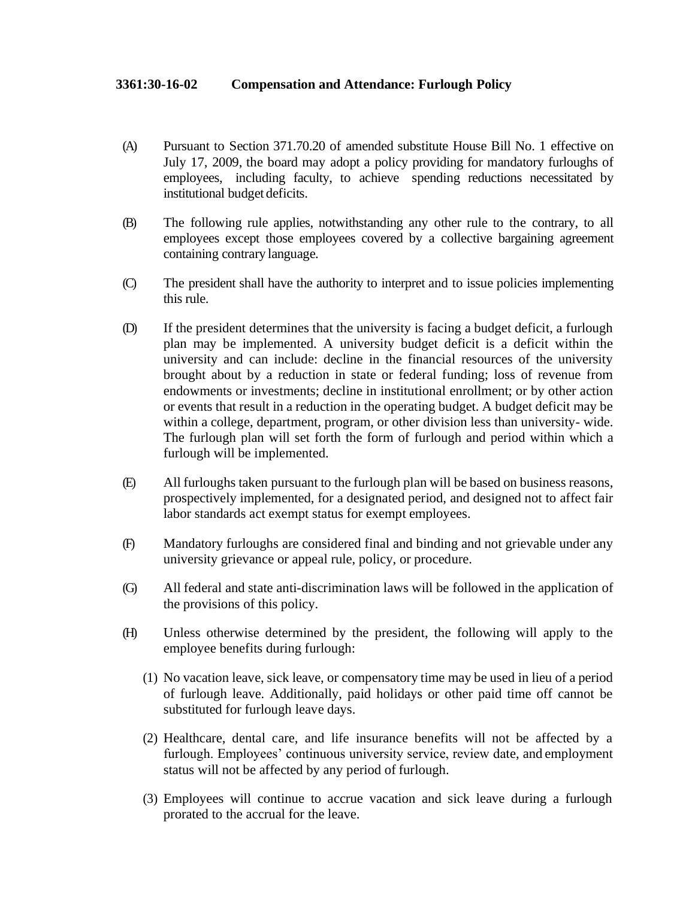# 3361:30-16-02 Compensation and Attendance: Furlough Policy

(A) Pursuant to Section 371.70.20 of amended substitute House Bill No. 1 effective on July 17, 2009, the board may adopt a policy providing for mandatory furloughs of employees, including faculty, to achieve spending reductions necessitated by institutional budget deficits.

(B) The following rule applies, notwithstanding any other rule to the contrary, to all employees except those employees covered by a collective bargaining agreement containing contrary language.

(C) The president shall have the authority to interpret and to issue policies implementing this rule.

(D) If the president determines that the university is facing a budget deficit, a furlough plan may be implemented. A university budget deficit is a deficit within the university and can include: decline in the financial resources of the university brought about by a reduction in state or federal funding; loss of revenue from endowments or investments; decline in institutional enrollment; or by other action or events that result in a reduction in the operating budget. A budget deficit may be within a college, department, program, or other division less than university- wide. The furlough plan will set forth the form of furlough and period within which a furlough will be implemented.

(E) All furloughs taken pursuant to the furlough plan will be based on business reasons, prospectively implemented, for a designated period, and designed not to affect fair labor standards act exempt status for exempt employees.

(F) Mandatory furloughs are considered final and binding and not grievable under any university grievance or appeal rule, policy, or procedure.

(G) All federal and state anti-discrimination laws will be followed in the application of the provisions of this policy.

(H) Unless otherwise determined by the president, the following will apply to the employee benefits during furlough:

(1) No vacation leave, sick leave, or compensatory time may be used in lieu of a period of furlough leave. Additionally, paid holidays or other paid time off cannot be substituted for furlough leave days.

(2) Healthcare, dental care, and life insurance benefits will not be affected by a furlough. Employees' continuous university service, review date, and employment status will not be affected by any period of furlough.

(3) Employees will continue to accrue vacation and sick leave during a furlough prorated to the accrual for the leave.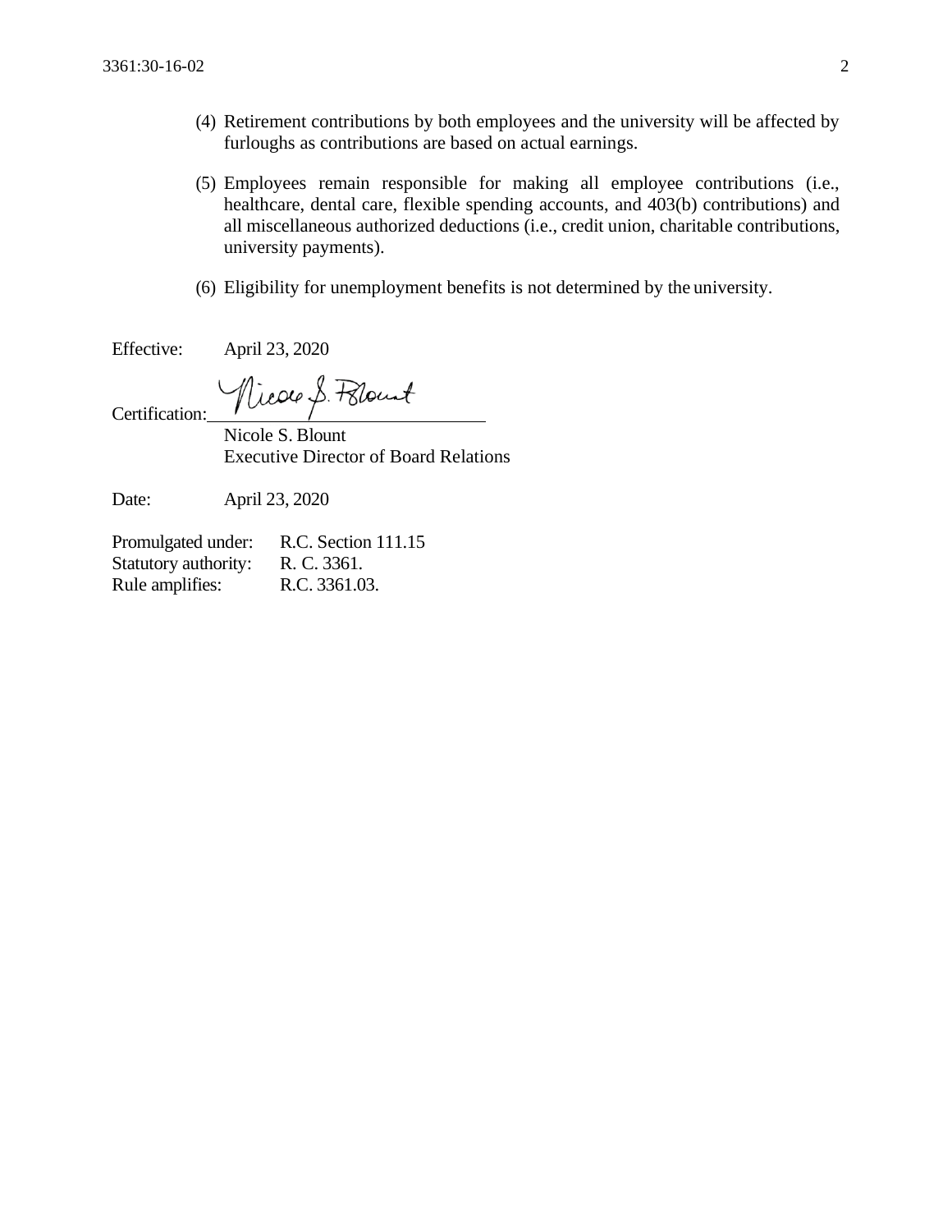(4) Retirement contributions by both employees and the university will be affected by furloughs as contributions are based on actual earnings.

(5) Employees remain responsible for making all employee contributions (i.e., healthcare, dental care, flexible spending accounts, and 403(b) contributions) and all miscellaneous authorized deductions (i.e., credit union, charitable contributions, university payments).

(6) Eligibility for unemployment benefits is not determined by the university.

Effective: April 23, 2020

Certification: Nicole S. Blount

Nicole S. Blount
Executive Director of Board Relations

Date: April 23, 2020

| | |
|---|---|
| Promulgated under: | R.C. Section 111.15 |
| Statutory authority: | R. C. 3361. |
| Rule amplifies: | R.C. 3361.03. |